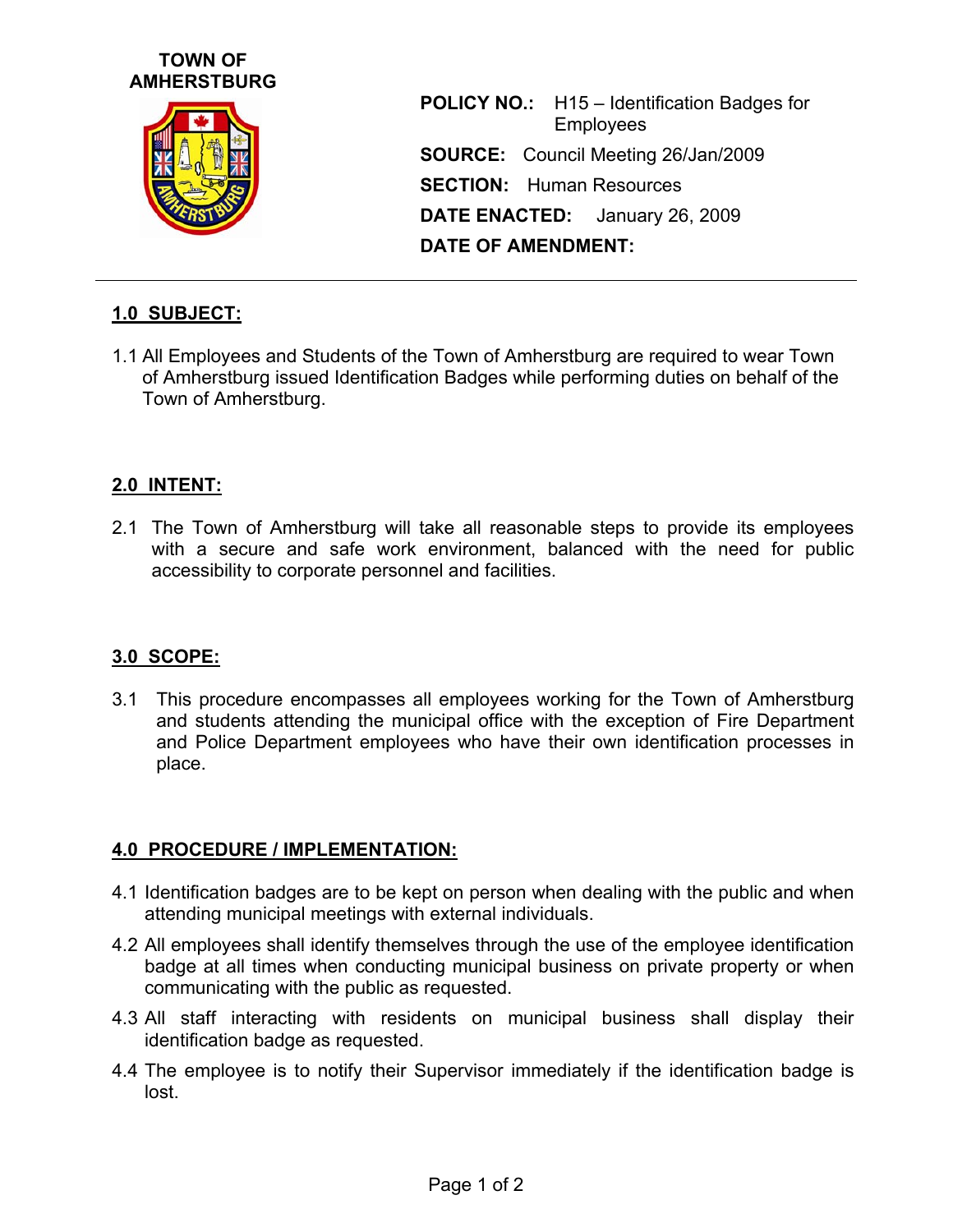**TOWN OF AMHERSTBURG**

**POLICY NO.:** H15 – Identification Badges for Employees

**SOURCE:** Council Meeting 26/Jan/2009

**SECTION:** Human Resources

**DATE ENACTED:** January 26, 2009

**DATE OF AMENDMENT:**

---

## 1.0 SUBJECT:

1.1 All Employees and Students of the Town of Amherstburg are required to wear Town of Amherstburg issued Identification Badges while performing duties on behalf of the Town of Amherstburg.

## 2.0 INTENT:

2.1 The Town of Amherstburg will take all reasonable steps to provide its employees with a secure and safe work environment, balanced with the need for public accessibility to corporate personnel and facilities.

## 3.0 SCOPE:

3.1 This procedure encompasses all employees working for the Town of Amherstburg and students attending the municipal office with the exception of Fire Department and Police Department employees who have their own identification processes in place.

## 4.0 PROCEDURE / IMPLEMENTATION:

4.1 Identification badges are to be kept on person when dealing with the public and when attending municipal meetings with external individuals.

4.2 All employees shall identify themselves through the use of the employee identification badge at all times when conducting municipal business on private property or when communicating with the public as requested.

4.3 All staff interacting with residents on municipal business shall display their identification badge as requested.

4.4 The employee is to notify their Supervisor immediately if the identification badge is lost.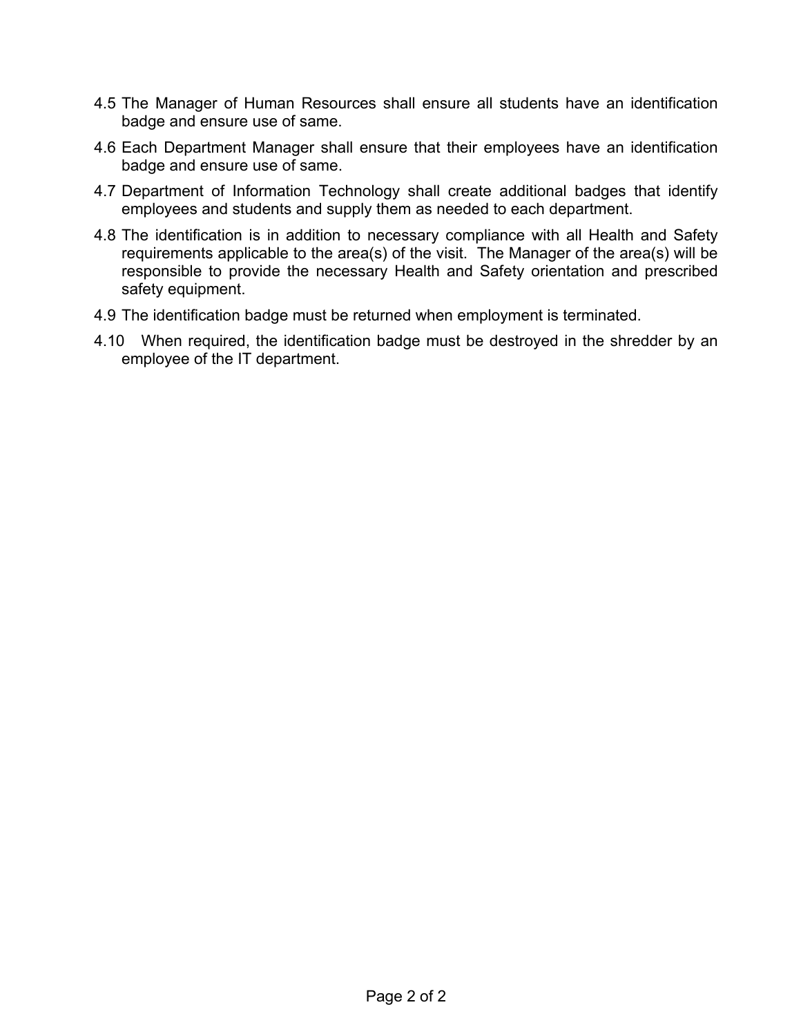4.5 The Manager of Human Resources shall ensure all students have an identification badge and ensure use of same.

4.6 Each Department Manager shall ensure that their employees have an identification badge and ensure use of same.

4.7 Department of Information Technology shall create additional badges that identify employees and students and supply them as needed to each department.

4.8 The identification is in addition to necessary compliance with all Health and Safety requirements applicable to the area(s) of the visit. The Manager of the area(s) will be responsible to provide the necessary Health and Safety orientation and prescribed safety equipment.

4.9 The identification badge must be returned when employment is terminated.

4.10 When required, the identification badge must be destroyed in the shredder by an employee of the IT department.